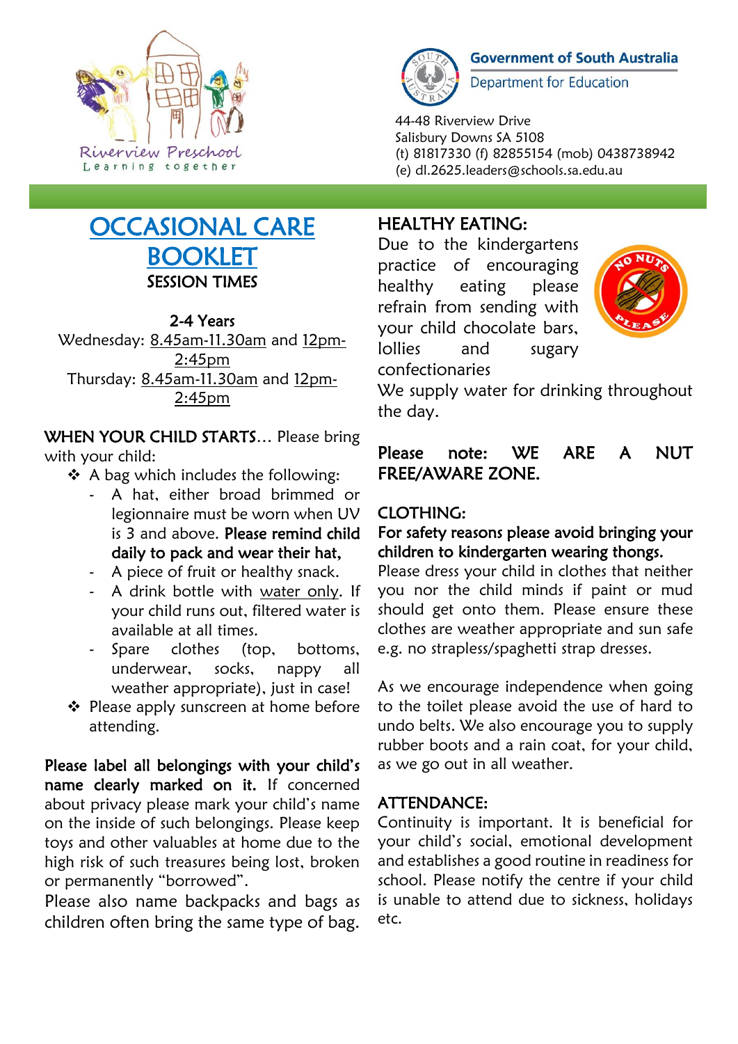Riverview Preschool
Learning together

Government of South Australia
Department for Education

44-48 Riverview Drive
Salisbury Downs SA 5108
(t) 81817330 (f) 82855154 (mob) 0438738942
(e) dl.2625.leaders@schools.sa.edu.au

# OCCASIONAL CARE BOOKLET

## SESSION TIMES

**2-4 Years**

Wednesday: 8.45am-11.30am and 12pm-2:45pm

Thursday: 8.45am-11.30am and 12pm-2:45pm

**WHEN YOUR CHILD STARTS**… Please bring with your child:

- A bag which includes the following:
  - A hat, either broad brimmed or legionnaire must be worn when UV is 3 and above. **Please remind child daily to pack and wear their hat,**
  - A piece of fruit or healthy snack.
  - A drink bottle with water only. If your child runs out, filtered water is available at all times.
  - Spare clothes (top, bottoms, underwear, socks, nappy all weather appropriate), just in case!
- Please apply sunscreen at home before attending.

**Please label all belongings with your child's name clearly marked on it.** If concerned about privacy please mark your child's name on the inside of such belongings. Please keep toys and other valuables at home due to the high risk of such treasures being lost, broken or permanently "borrowed".

Please also name backpacks and bags as children often bring the same type of bag.

## HEALTHY EATING:

Due to the kindergartens practice of encouraging healthy eating please refrain from sending with your child chocolate bars, lollies and sugary confectionaries

NO NUTS PLEASE

We supply water for drinking throughout the day.

**Please note: WE ARE A NUT FREE/AWARE ZONE.**

## CLOTHING:

**For safety reasons please avoid bringing your children to kindergarten wearing thongs.**

Please dress your child in clothes that neither you nor the child minds if paint or mud should get onto them. Please ensure these clothes are weather appropriate and sun safe e.g. no strapless/spaghetti strap dresses.

As we encourage independence when going to the toilet please avoid the use of hard to undo belts. We also encourage you to supply rubber boots and a rain coat, for your child, as we go out in all weather.

## ATTENDANCE:

Continuity is important. It is beneficial for your child's social, emotional development and establishes a good routine in readiness for school. Please notify the centre if your child is unable to attend due to sickness, holidays etc.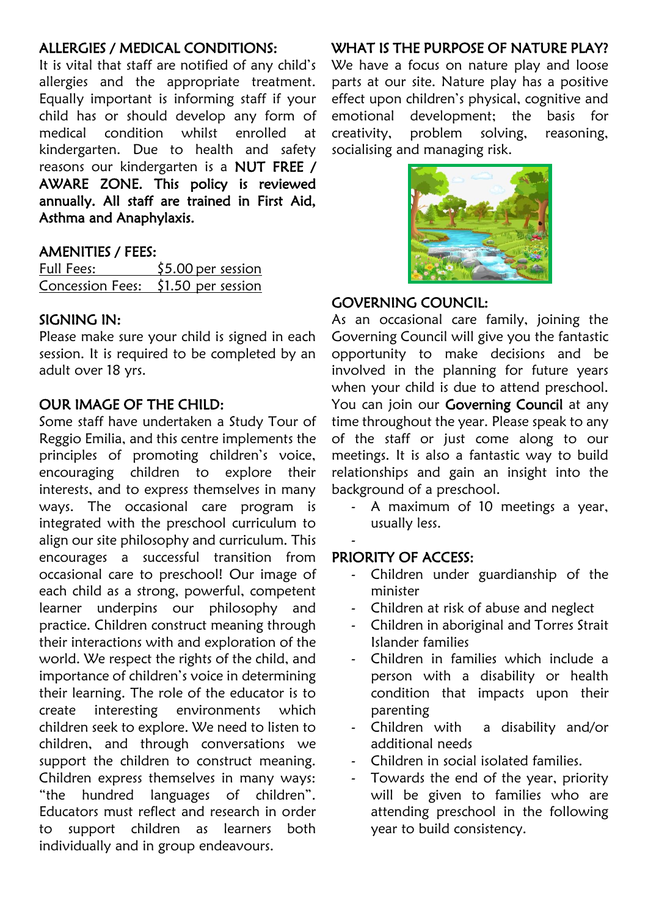## ALLERGIES / MEDICAL CONDITIONS:

It is vital that staff are notified of any child's allergies and the appropriate treatment. Equally important is informing staff if your child has or should develop any form of medical condition whilst enrolled at kindergarten. Due to health and safety reasons our kindergarten is a **NUT FREE / AWARE ZONE. This policy is reviewed annually. All staff are trained in First Aid, Asthma and Anaphylaxis.**

## AMENITIES / FEES:

| | |
|---|---|
| Full Fees: | $5.00 per session |
| Concession Fees: | $1.50 per session |

## SIGNING IN:

Please make sure your child is signed in each session. It is required to be completed by an adult over 18 yrs.

## OUR IMAGE OF THE CHILD:

Some staff have undertaken a Study Tour of Reggio Emilia, and this centre implements the principles of promoting children's voice, encouraging children to explore their interests, and to express themselves in many ways. The occasional care program is integrated with the preschool curriculum to align our site philosophy and curriculum. This encourages a successful transition from occasional care to preschool! Our image of each child as a strong, powerful, competent learner underpins our philosophy and practice. Children construct meaning through their interactions with and exploration of the world. We respect the rights of the child, and importance of children's voice in determining their learning. The role of the educator is to create interesting environments which children seek to explore. We need to listen to children, and through conversations we support the children to construct meaning. Children express themselves in many ways: "the hundred languages of children". Educators must reflect and research in order to support children as learners both individually and in group endeavours.

## WHAT IS THE PURPOSE OF NATURE PLAY?

We have a focus on nature play and loose parts at our site. Nature play has a positive effect upon children's physical, cognitive and emotional development; the basis for creativity, problem solving, reasoning, socialising and managing risk.

## GOVERNING COUNCIL:

As an occasional care family, joining the Governing Council will give you the fantastic opportunity to make decisions and be involved in the planning for future years when your child is due to attend preschool. You can join our **Governing Council** at any time throughout the year. Please speak to any of the staff or just come along to our meetings. It is also a fantastic way to build relationships and gain an insight into the background of a preschool.

- A maximum of 10 meetings a year, usually less.

## PRIORITY OF ACCESS:

- Children under guardianship of the minister
- Children at risk of abuse and neglect
- Children in aboriginal and Torres Strait Islander families
- Children in families which include a person with a disability or health condition that impacts upon their parenting
- Children with a disability and/or additional needs
- Children in social isolated families.
- Towards the end of the year, priority will be given to families who are attending preschool in the following year to build consistency.